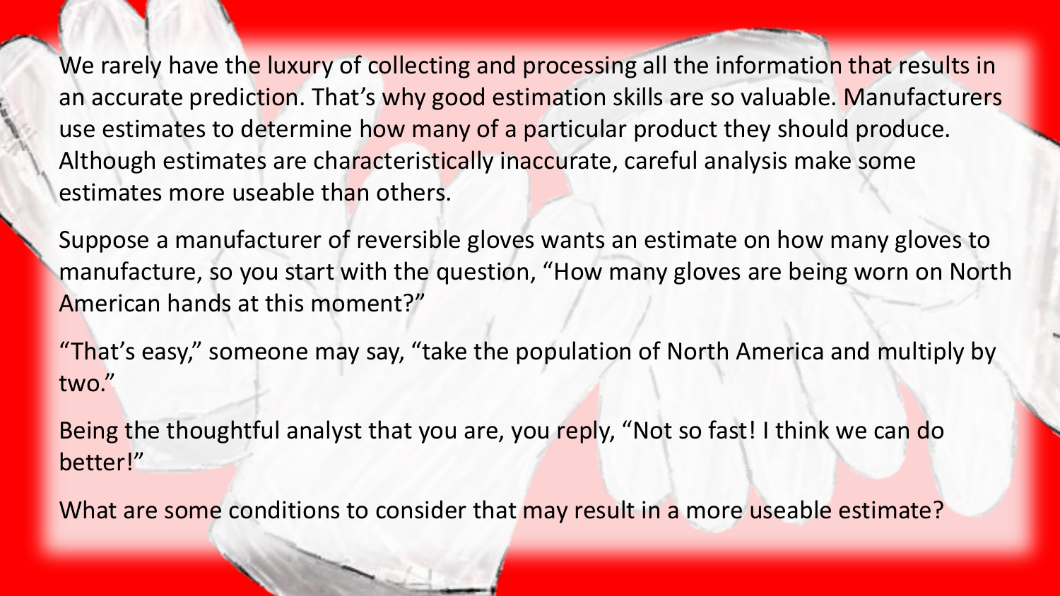We rarely have the luxury of collecting and processing all the information that results in an accurate prediction. That's why good estimation skills are so valuable. Manufacturers use estimates to determine how many of a particular product they should produce. Although estimates are characteristically inaccurate, careful analysis make some estimates more useable than others.

Suppose a manufacturer of reversible gloves wants an estimate on how many gloves to manufacture, so you start with the question, "How many gloves are being worn on North American hands at this moment?"

"That's easy," someone may say, "take the population of North America and multiply by two."

Being the thoughtful analyst that you are, you reply, "Not so fast! I think we can do better!"

What are some conditions to consider that may result in a more useable estimate?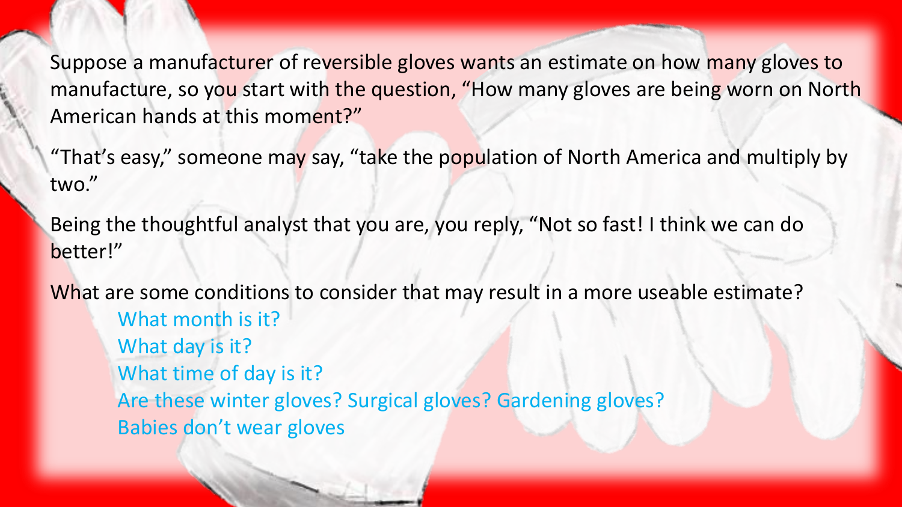Suppose a manufacturer of reversible gloves wants an estimate on how many gloves to manufacture, so you start with the question, "How many gloves are being worn on North American hands at this moment?"

"That's easy," someone may say, "take the population of North America and multiply by two."

Being the thoughtful analyst that you are, you reply, "Not so fast! I think we can do better!"

What are some conditions to consider that may result in a more useable estimate?

- What month is it?
- What day is it?
- What time of day is it?
- Are these winter gloves? Surgical gloves? Gardening gloves?
- Babies don't wear gloves